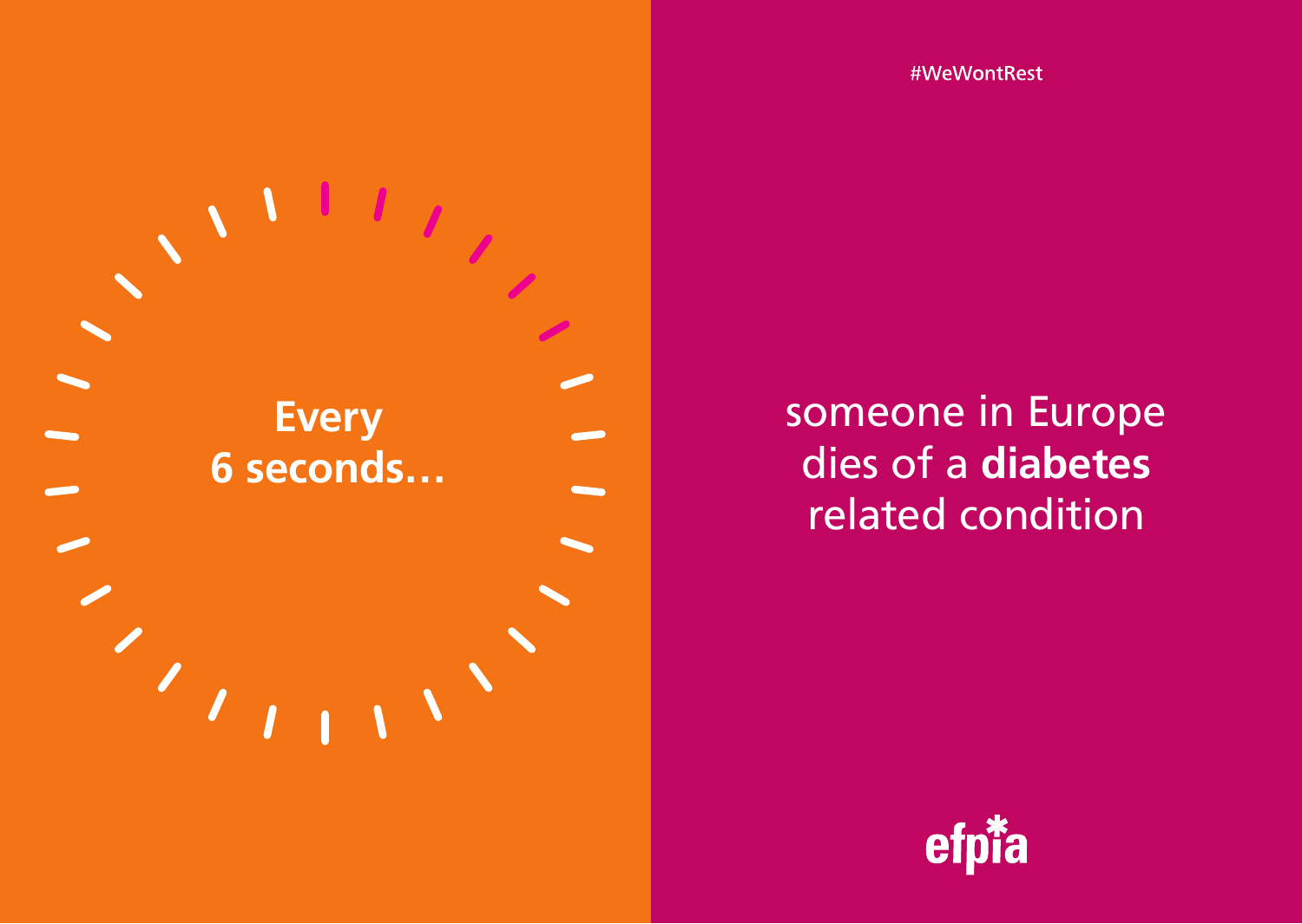#WeWontRest

**Every 6 seconds…**

someone in Europe dies of a **diabetes** related condition

efpia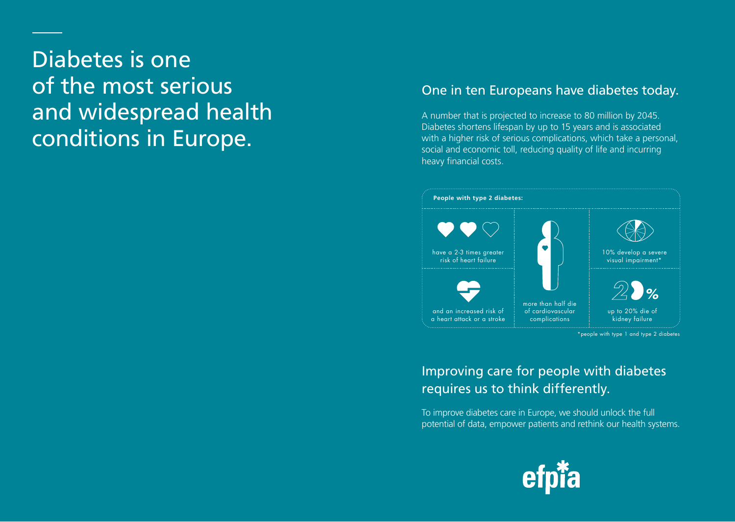# Diabetes is one of the most serious and widespread health conditions in Europe.

## One in ten Europeans have diabetes today.

A number that is projected to increase to 80 million by 2045. Diabetes shortens lifespan by up to 15 years and is associated with a higher risk of serious complications, which take a personal, social and economic toll, reducing quality of life and incurring heavy financial costs.

**People with type 2 diabetes:**

- have a 2-3 times greater risk of heart failure
- and an increased risk of a heart attack or a stroke
- more than half die of cardiovascular complications
- 10% develop a severe visual impairment*
- up to 20% die of kidney failure

*people with type 1 and type 2 diabetes

## Improving care for people with diabetes requires us to think differently.

To improve diabetes care in Europe, we should unlock the full potential of data, empower patients and rethink our health systems.

efpia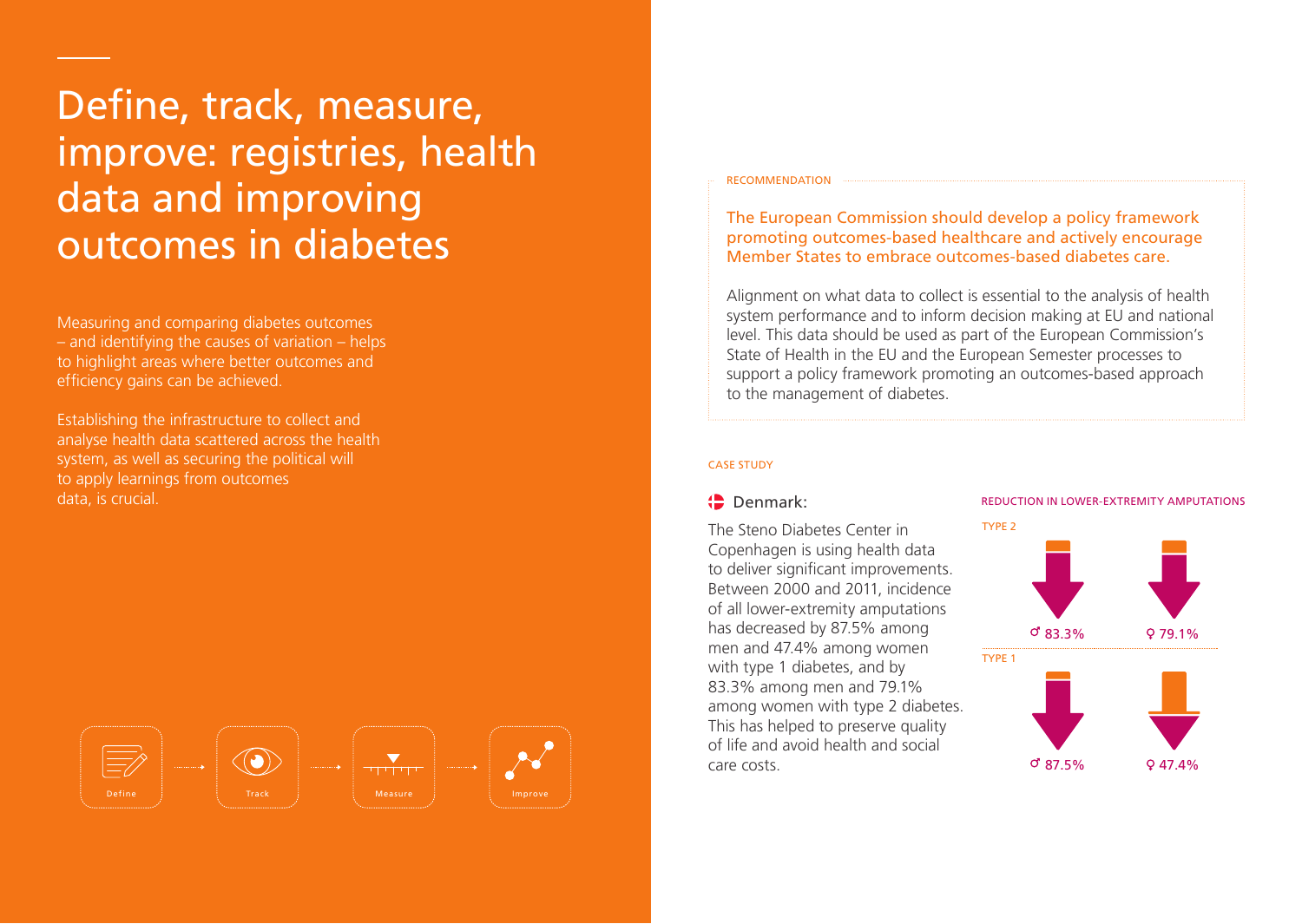# Define, track, measure, improve: registries, health data and improving outcomes in diabetes

Measuring and comparing diabetes outcomes – and identifying the causes of variation – helps to highlight areas where better outcomes and efficiency gains can be achieved.

Establishing the infrastructure to collect and analyse health data scattered across the health system, as well as securing the political will to apply learnings from outcomes data, is crucial.

Define → Track → Measure → Improve

RECOMMENDATION

**The European Commission should develop a policy framework promoting outcomes-based healthcare and actively encourage Member States to embrace outcomes-based diabetes care.**

Alignment on what data to collect is essential to the analysis of health system performance and to inform decision making at EU and national level. This data should be used as part of the European Commission's State of Health in the EU and the European Semester processes to support a policy framework promoting an outcomes-based approach to the management of diabetes.

CASE STUDY

## Denmark:

The Steno Diabetes Center in Copenhagen is using health data to deliver significant improvements. Between 2000 and 2011, incidence of all lower-extremity amputations has decreased by 87.5% among men and 47.4% among women with type 1 diabetes, and by 83.3% among men and 79.1% among women with type 2 diabetes. This has helped to preserve quality of life and avoid health and social care costs.

REDUCTION IN LOWER-EXTREMITY AMPUTATIONS

| | ♂ Men | ♀ Women |
|---|---|---|
| TYPE 2 | 83.3% | 79.1% |
| TYPE 1 | 87.5% | 47.4% |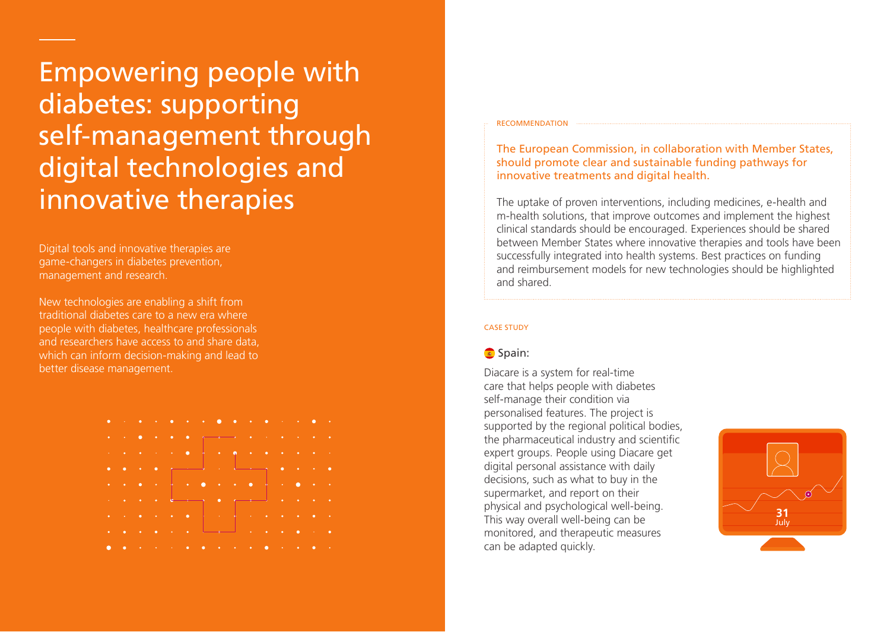# Empowering people with diabetes: supporting self-management through digital technologies and innovative therapies

Digital tools and innovative therapies are game-changers in diabetes prevention, management and research.

New technologies are enabling a shift from traditional diabetes care to a new era where people with diabetes, healthcare professionals and researchers have access to and share data, which can inform decision-making and lead to better disease management.

RECOMMENDATION

The European Commission, in collaboration with Member States, should promote clear and sustainable funding pathways for innovative treatments and digital health.

The uptake of proven interventions, including medicines, e-health and m-health solutions, that improve outcomes and implement the highest clinical standards should be encouraged. Experiences should be shared between Member States where innovative therapies and tools have been successfully integrated into health systems. Best practices on funding and reimbursement models for new technologies should be highlighted and shared.

CASE STUDY

**Spain:**

Diacare is a system for real-time care that helps people with diabetes self-manage their condition via personalised features. The project is supported by the regional political bodies, the pharmaceutical industry and scientific expert groups. People using Diacare get digital personal assistance with daily decisions, such as what to buy in the supermarket, and report on their physical and psychological well-being. This way overall well-being can be monitored, and therapeutic measures can be adapted quickly.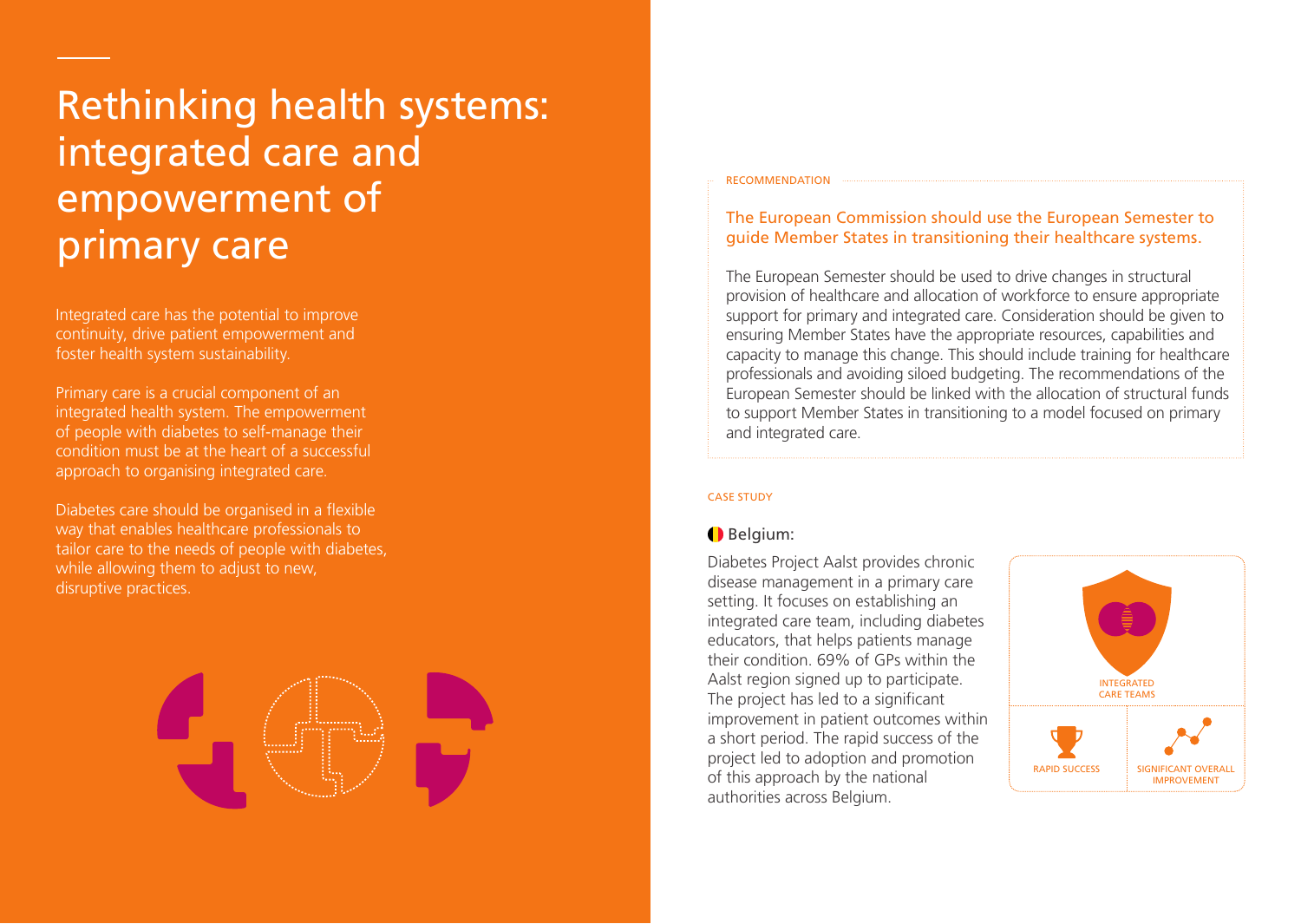# Rethinking health systems: integrated care and empowerment of primary care

Integrated care has the potential to improve continuity, drive patient empowerment and foster health system sustainability.

Primary care is a crucial component of an integrated health system. The empowerment of people with diabetes to self-manage their condition must be at the heart of a successful approach to organising integrated care.

Diabetes care should be organised in a flexible way that enables healthcare professionals to tailor care to the needs of people with diabetes, while allowing them to adjust to new, disruptive practices.

RECOMMENDATION

**The European Commission should use the European Semester to guide Member States in transitioning their healthcare systems.**

The European Semester should be used to drive changes in structural provision of healthcare and allocation of workforce to ensure appropriate support for primary and integrated care. Consideration should be given to ensuring Member States have the appropriate resources, capabilities and capacity to manage this change. This should include training for healthcare professionals and avoiding siloed budgeting. The recommendations of the European Semester should be linked with the allocation of structural funds to support Member States in transitioning to a model focused on primary and integrated care.

CASE STUDY

### Belgium:

Diabetes Project Aalst provides chronic disease management in a primary care setting. It focuses on establishing an integrated care team, including diabetes educators, that helps patients manage their condition. 69% of GPs within the Aalst region signed up to participate. The project has led to a significant improvement in patient outcomes within a short period. The rapid success of the project led to adoption and promotion of this approach by the national authorities across Belgium.

INTEGRATED CARE TEAMS

RAPID SUCCESS

SIGNIFICANT OVERALL IMPROVEMENT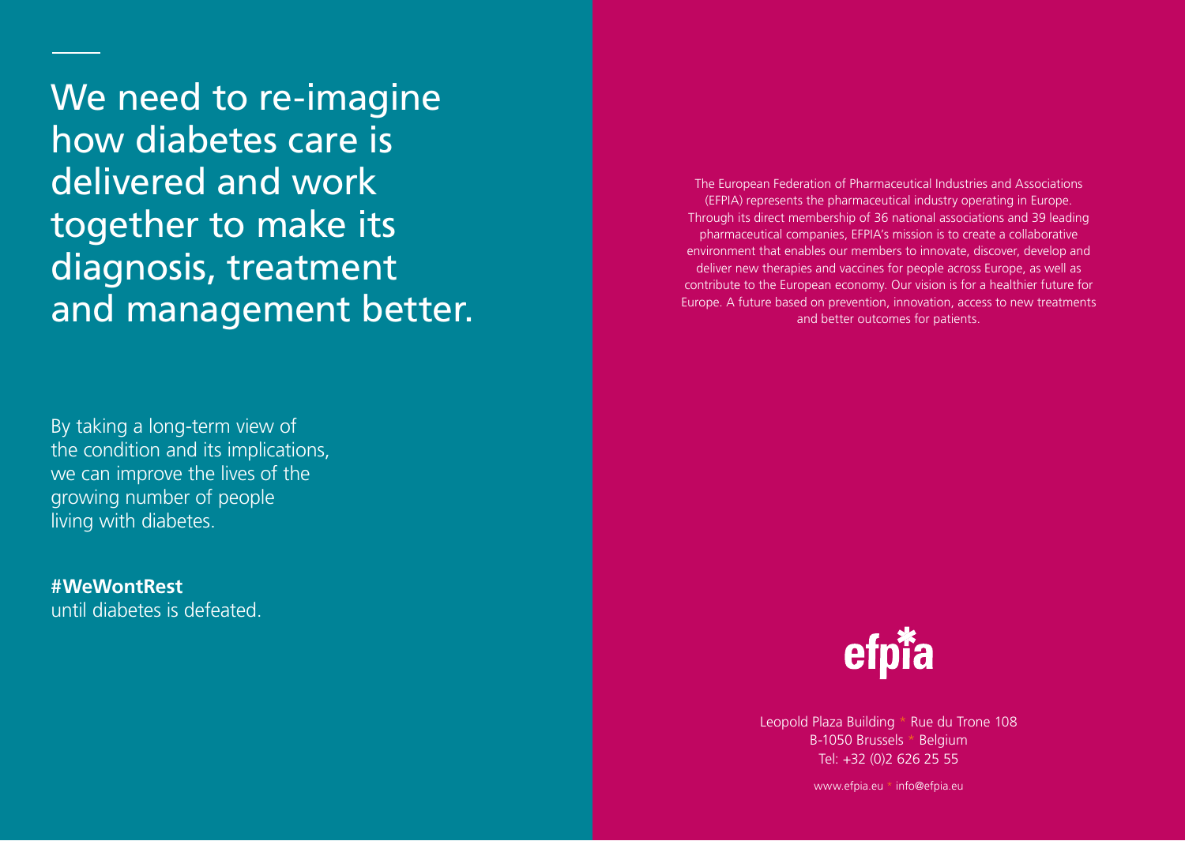# We need to re-imagine how diabetes care is delivered and work together to make its diagnosis, treatment and management better.

By taking a long-term view of the condition and its implications, we can improve the lives of the growing number of people living with diabetes.

**#WeWontRest**
until diabetes is defeated.

The European Federation of Pharmaceutical Industries and Associations (EFPIA) represents the pharmaceutical industry operating in Europe. Through its direct membership of 36 national associations and 39 leading pharmaceutical companies, EFPIA's mission is to create a collaborative environment that enables our members to innovate, discover, develop and deliver new therapies and vaccines for people across Europe, as well as contribute to the European economy. Our vision is for a healthier future for Europe. A future based on prevention, innovation, access to new treatments and better outcomes for patients.

efpia

Leopold Plaza Building * Rue du Trone 108
B-1050 Brussels * Belgium
Tel: +32 (0)2 626 25 55

www.efpia.eu * info@efpia.eu